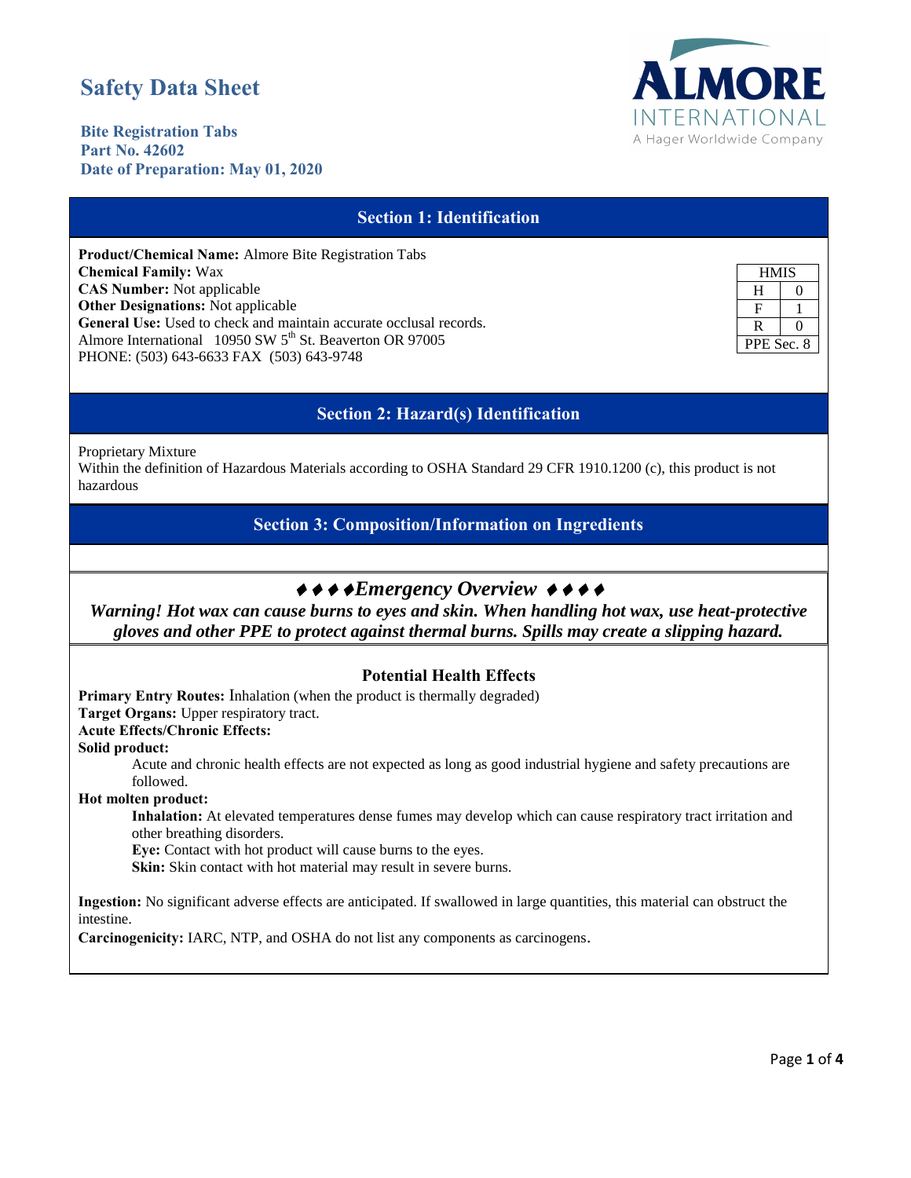# Safety Data Sheet

**Bite Registration Tabs**
**Part No. 42602**
**Date of Preparation: May 01, 2020**

ALMORE INTERNATIONAL
A Hager Worldwide Company

## Section 1: Identification

**Product/Chemical Name:** Almore Bite Registration Tabs
**Chemical Family:** Wax
**CAS Number:** Not applicable
**Other Designations:** Not applicable
**General Use:** Used to check and maintain accurate occlusal records.
Almore International 10950 SW 5th St. Beaverton OR 97005
PHONE: (503) 643-6633 FAX (503) 643-9748

| HMIS | |
|---|---|
| H | 0 |
| F | 1 |
| R | 0 |
| PPE Sec. 8 | |

## Section 2: Hazard(s) Identification

Proprietary Mixture
Within the definition of Hazardous Materials according to OSHA Standard 29 CFR 1910.1200 (c), this product is not hazardous

## Section 3: Composition/Information on Ingredients

### ♦♦♦♦*Emergency Overview* ♦♦♦♦

***Warning! Hot wax can cause burns to eyes and skin. When handling hot wax, use heat-protective gloves and other PPE to protect against thermal burns. Spills may create a slipping hazard.***

### Potential Health Effects

**Primary Entry Routes:** Inhalation (when the product is thermally degraded)
**Target Organs:** Upper respiratory tract.
**Acute Effects/Chronic Effects:**
**Solid product:**

Acute and chronic health effects are not expected as long as good industrial hygiene and safety precautions are followed.

**Hot molten product:**

**Inhalation:** At elevated temperatures dense fumes may develop which can cause respiratory tract irritation and other breathing disorders.
**Eye:** Contact with hot product will cause burns to the eyes.
**Skin:** Skin contact with hot material may result in severe burns.

**Ingestion:** No significant adverse effects are anticipated. If swallowed in large quantities, this material can obstruct the intestine.
**Carcinogenicity:** IARC, NTP, and OSHA do not list any components as carcinogens.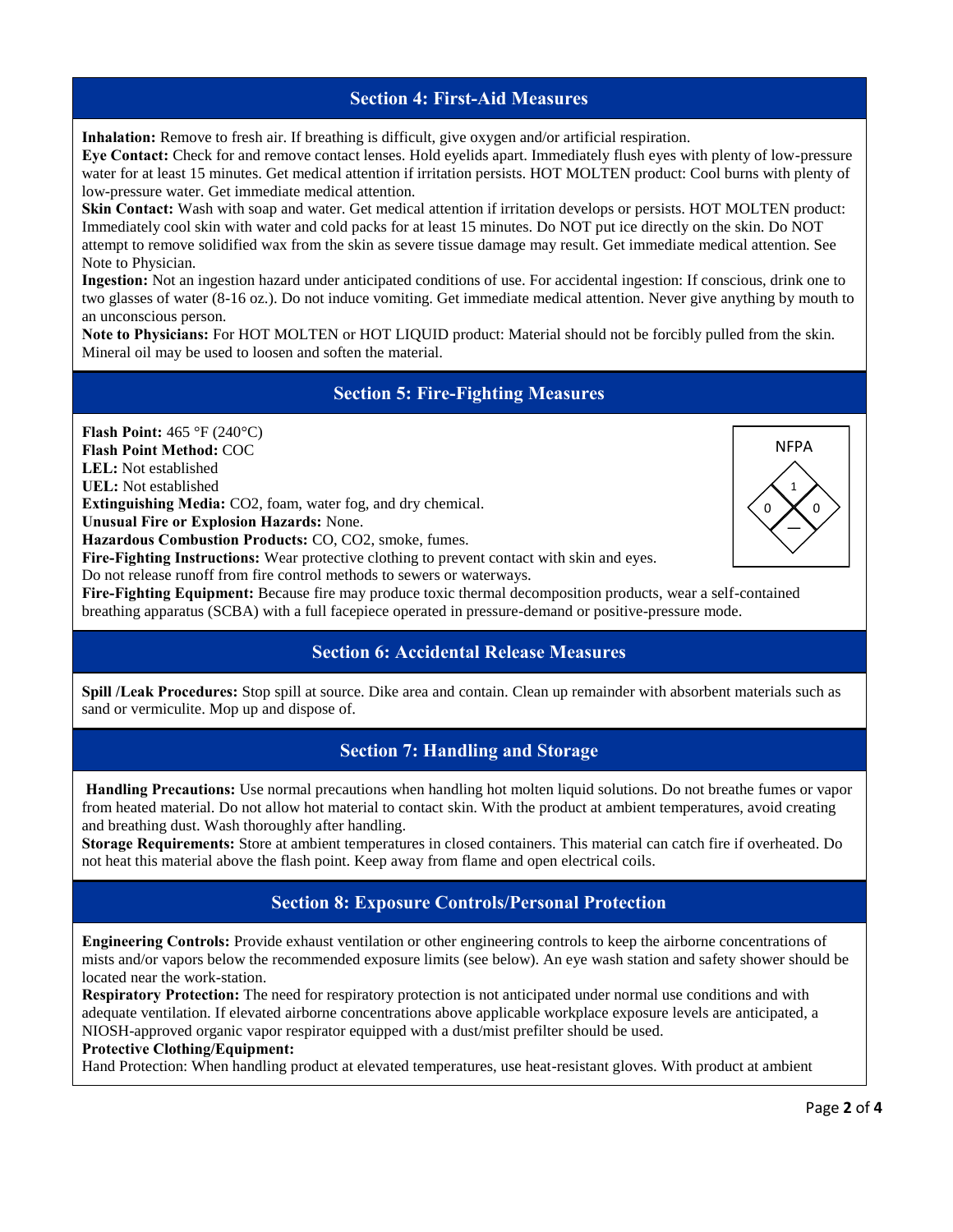## Section 4: First-Aid Measures

**Inhalation:** Remove to fresh air. If breathing is difficult, give oxygen and/or artificial respiration.
**Eye Contact:** Check for and remove contact lenses. Hold eyelids apart. Immediately flush eyes with plenty of low-pressure water for at least 15 minutes. Get medical attention if irritation persists. HOT MOLTEN product: Cool burns with plenty of low-pressure water. Get immediate medical attention.
**Skin Contact:** Wash with soap and water. Get medical attention if irritation develops or persists. HOT MOLTEN product: Immediately cool skin with water and cold packs for at least 15 minutes. Do NOT put ice directly on the skin. Do NOT attempt to remove solidified wax from the skin as severe tissue damage may result. Get immediate medical attention. See Note to Physician.
**Ingestion:** Not an ingestion hazard under anticipated conditions of use. For accidental ingestion: If conscious, drink one to two glasses of water (8-16 oz.). Do not induce vomiting. Get immediate medical attention. Never give anything by mouth to an unconscious person.
**Note to Physicians:** For HOT MOLTEN or HOT LIQUID product: Material should not be forcibly pulled from the skin. Mineral oil may be used to loosen and soften the material.

## Section 5: Fire-Fighting Measures

**Flash Point:** 465 °F (240°C)
**Flash Point Method:** COC
**LEL:** Not established
**UEL:** Not established
**Extinguishing Media:** $CO_2$, foam, water fog, and dry chemical.
**Unusual Fire or Explosion Hazards:** None.
**Hazardous Combustion Products:** CO, $CO_2$, smoke, fumes.
**Fire-Fighting Instructions:** Wear protective clothing to prevent contact with skin and eyes.
Do not release runoff from fire control methods to sewers or waterways.
**Fire-Fighting Equipment:** Because fire may produce toxic thermal decomposition products, wear a self-contained breathing apparatus (SCBA) with a full facepiece operated in pressure-demand or positive-pressure mode.

NFPA

| Health | Flammability | Instability | Special |
|---|---|---|---|
| 0 | 1 | 0 | — |

## Section 6: Accidental Release Measures

**Spill /Leak Procedures:** Stop spill at source. Dike area and contain. Clean up remainder with absorbent materials such as sand or vermiculite. Mop up and dispose of.

## Section 7: Handling and Storage

**Handling Precautions:** Use normal precautions when handling hot molten liquid solutions. Do not breathe fumes or vapor from heated material. Do not allow hot material to contact skin. With the product at ambient temperatures, avoid creating and breathing dust. Wash thoroughly after handling.
**Storage Requirements:** Store at ambient temperatures in closed containers. This material can catch fire if overheated. Do not heat this material above the flash point. Keep away from flame and open electrical coils.

## Section 8: Exposure Controls/Personal Protection

**Engineering Controls:** Provide exhaust ventilation or other engineering controls to keep the airborne concentrations of mists and/or vapors below the recommended exposure limits (see below). An eye wash station and safety shower should be located near the work-station.
**Respiratory Protection:** The need for respiratory protection is not anticipated under normal use conditions and with adequate ventilation. If elevated airborne concentrations above applicable workplace exposure levels are anticipated, a NIOSH-approved organic vapor respirator equipped with a dust/mist prefilter should be used.
**Protective Clothing/Equipment:**
Hand Protection: When handling product at elevated temperatures, use heat-resistant gloves. With product at ambient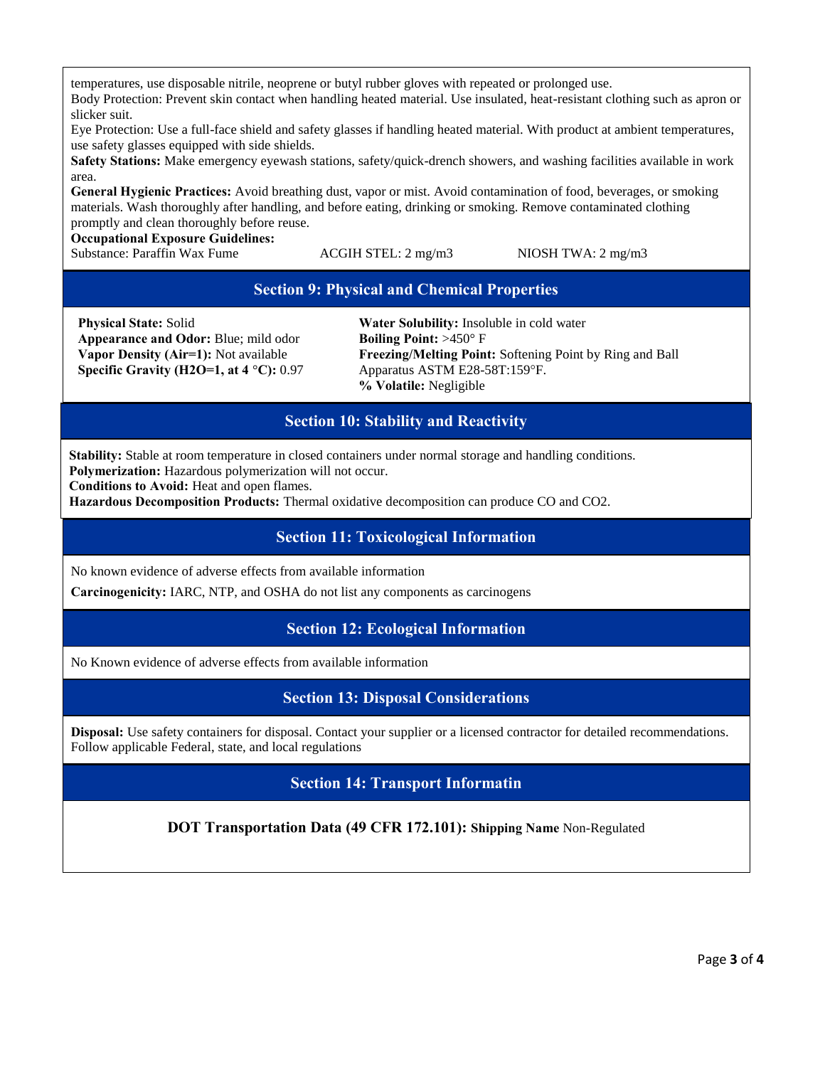temperatures, use disposable nitrile, neoprene or butyl rubber gloves with repeated or prolonged use.

Body Protection: Prevent skin contact when handling heated material. Use insulated, heat-resistant clothing such as apron or slicker suit.

Eye Protection: Use a full-face shield and safety glasses if handling heated material. With product at ambient temperatures, use safety glasses equipped with side shields.

**Safety Stations:** Make emergency eyewash stations, safety/quick-drench showers, and washing facilities available in work area.

**General Hygienic Practices:** Avoid breathing dust, vapor or mist. Avoid contamination of food, beverages, or smoking materials. Wash thoroughly after handling, and before eating, drinking or smoking. Remove contaminated clothing promptly and clean thoroughly before reuse.

**Occupational Exposure Guidelines:**

| Substance | ACGIH | NIOSH |
|---|---|---|
| Substance: Paraffin Wax Fume | ACGIH STEL: 2 mg/m3 | NIOSH TWA: 2 mg/m3 |

## Section 9: Physical and Chemical Properties

**Physical State:** Solid
**Appearance and Odor:** Blue; mild odor
**Vapor Density (Air=1):** Not available
**Specific Gravity (H2O=1, at 4 °C):** 0.97

**Water Solubility:** Insoluble in cold water
**Boiling Point:** >450° F
**Freezing/Melting Point:** Softening Point by Ring and Ball Apparatus ASTM E28-58T:159°F.
**% Volatile:** Negligible

## Section 10: Stability and Reactivity

**Stability:** Stable at room temperature in closed containers under normal storage and handling conditions.
**Polymerization:** Hazardous polymerization will not occur.
**Conditions to Avoid:** Heat and open flames.
**Hazardous Decomposition Products:** Thermal oxidative decomposition can produce CO and CO2.

## Section 11: Toxicological Information

No known evidence of adverse effects from available information

**Carcinogenicity:** IARC, NTP, and OSHA do not list any components as carcinogens

## Section 12: Ecological Information

No Known evidence of adverse effects from available information

## Section 13: Disposal Considerations

**Disposal:** Use safety containers for disposal. Contact your supplier or a licensed contractor for detailed recommendations. Follow applicable Federal, state, and local regulations

## Section 14: Transport Informatin

**DOT Transportation Data (49 CFR 172.101): Shipping Name** Non-Regulated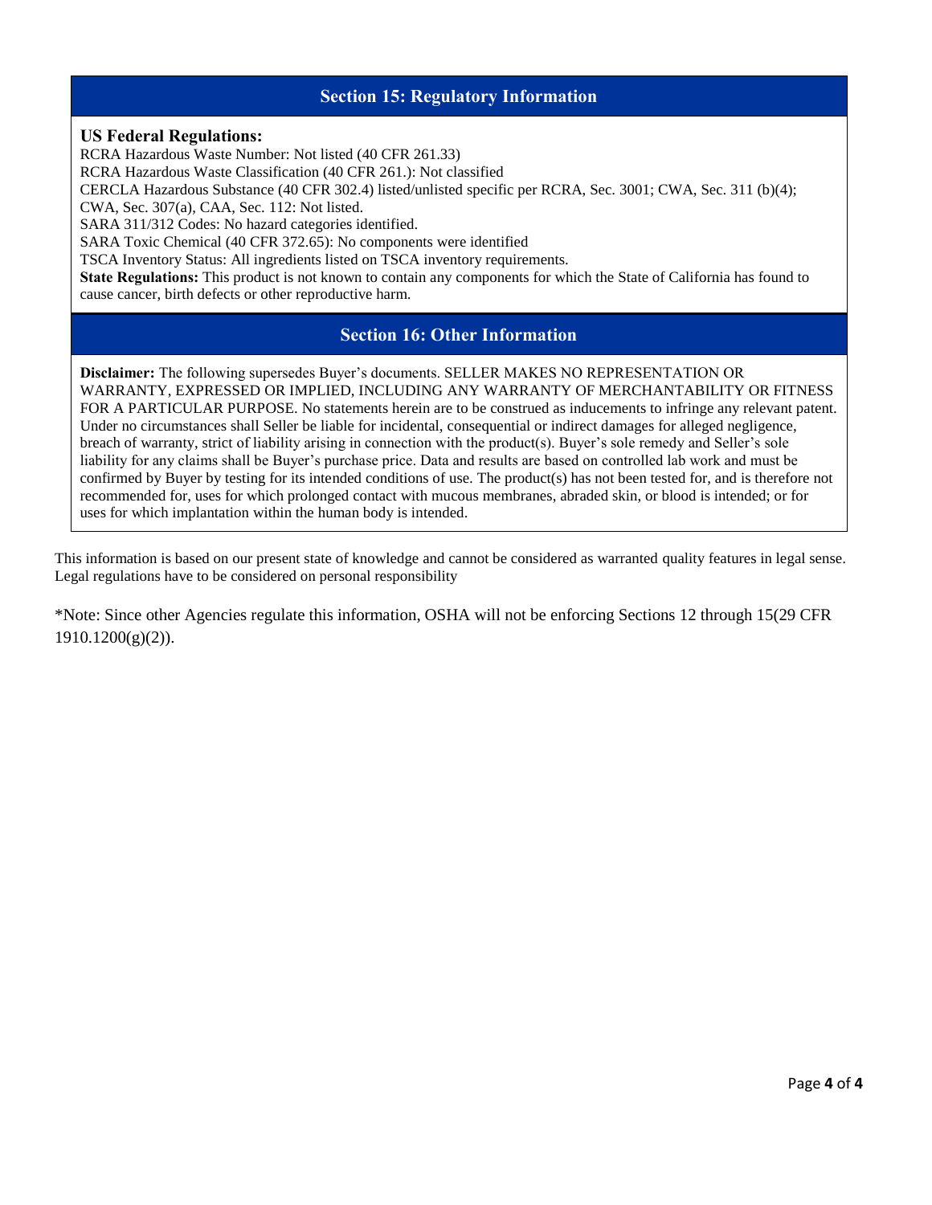## Section 15: Regulatory Information

### US Federal Regulations:

RCRA Hazardous Waste Number: Not listed (40 CFR 261.33)
RCRA Hazardous Waste Classification (40 CFR 261.): Not classified
CERCLA Hazardous Substance (40 CFR 302.4) listed/unlisted specific per RCRA, Sec. 3001; CWA, Sec. 311 (b)(4); CWA, Sec. 307(a), CAA, Sec. 112: Not listed.
SARA 311/312 Codes: No hazard categories identified.
SARA Toxic Chemical (40 CFR 372.65): No components were identified
TSCA Inventory Status: All ingredients listed on TSCA inventory requirements.
**State Regulations:** This product is not known to contain any components for which the State of California has found to cause cancer, birth defects or other reproductive harm.

## Section 16: Other Information

**Disclaimer:** The following supersedes Buyer's documents. SELLER MAKES NO REPRESENTATION OR WARRANTY, EXPRESSED OR IMPLIED, INCLUDING ANY WARRANTY OF MERCHANTABILITY OR FITNESS FOR A PARTICULAR PURPOSE. No statements herein are to be construed as inducements to infringe any relevant patent. Under no circumstances shall Seller be liable for incidental, consequential or indirect damages for alleged negligence, breach of warranty, strict of liability arising in connection with the product(s). Buyer's sole remedy and Seller's sole liability for any claims shall be Buyer's purchase price. Data and results are based on controlled lab work and must be confirmed by Buyer by testing for its intended conditions of use. The product(s) has not been tested for, and is therefore not recommended for, uses for which prolonged contact with mucous membranes, abraded skin, or blood is intended; or for uses for which implantation within the human body is intended.

This information is based on our present state of knowledge and cannot be considered as warranted quality features in legal sense. Legal regulations have to be considered on personal responsibility

*Note: Since other Agencies regulate this information, OSHA will not be enforcing Sections 12 through 15(29 CFR 1910.1200(g)(2)).